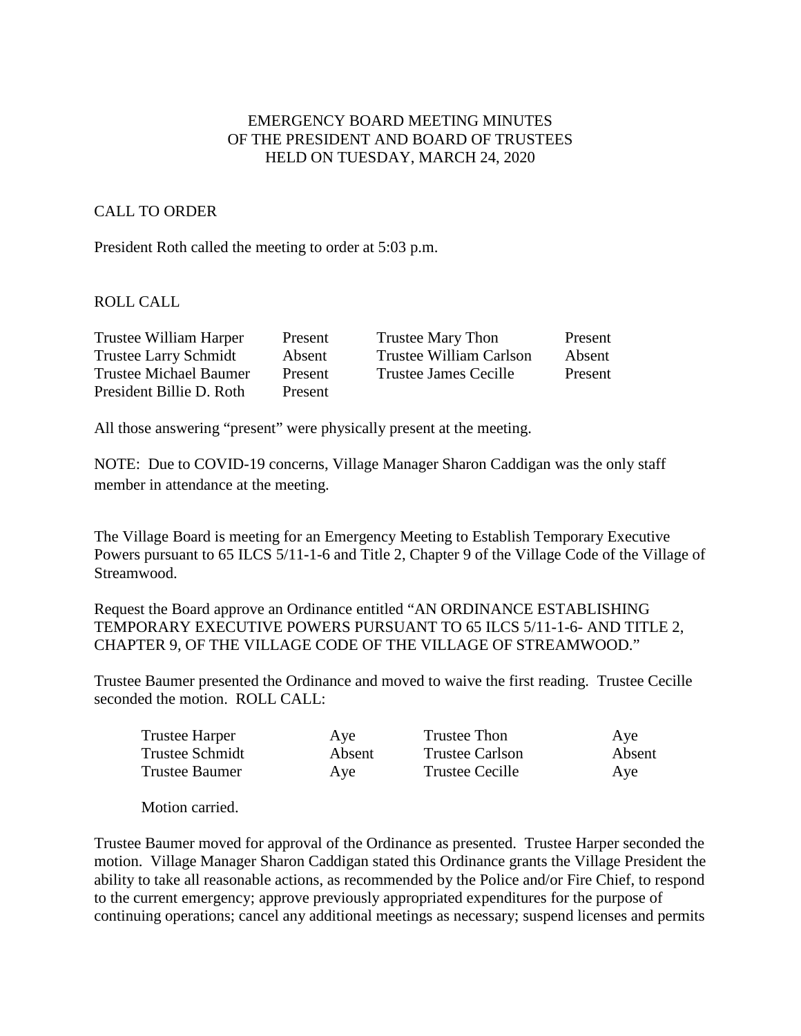EMERGENCY BOARD MEETING MINUTES
OF THE PRESIDENT AND BOARD OF TRUSTEES
HELD ON TUESDAY, MARCH 24, 2020

CALL TO ORDER

President Roth called the meeting to order at 5:03 p.m.

ROLL CALL

| | | | |
|---|---|---|---|
| Trustee William Harper | Present | Trustee Mary Thon | Present |
| Trustee Larry Schmidt | Absent | Trustee William Carlson | Absent |
| Trustee Michael Baumer | Present | Trustee James Cecille | Present |
| President Billie D. Roth | Present | | |

All those answering "present" were physically present at the meeting.

NOTE: Due to COVID-19 concerns, Village Manager Sharon Caddigan was the only staff member in attendance at the meeting.

The Village Board is meeting for an Emergency Meeting to Establish Temporary Executive Powers pursuant to 65 ILCS 5/11-1-6 and Title 2, Chapter 9 of the Village Code of the Village of Streamwood.

Request the Board approve an Ordinance entitled "AN ORDINANCE ESTABLISHING TEMPORARY EXECUTIVE POWERS PURSUANT TO 65 ILCS 5/11-1-6- AND TITLE 2, CHAPTER 9, OF THE VILLAGE CODE OF THE VILLAGE OF STREAMWOOD."

Trustee Baumer presented the Ordinance and moved to waive the first reading. Trustee Cecille seconded the motion. ROLL CALL:

| | | | |
|---|---|---|---|
| Trustee Harper | Aye | Trustee Thon | Aye |
| Trustee Schmidt | Absent | Trustee Carlson | Absent |
| Trustee Baumer | Aye | Trustee Cecille | Aye |

Motion carried.

Trustee Baumer moved for approval of the Ordinance as presented. Trustee Harper seconded the motion. Village Manager Sharon Caddigan stated this Ordinance grants the Village President the ability to take all reasonable actions, as recommended by the Police and/or Fire Chief, to respond to the current emergency; approve previously appropriated expenditures for the purpose of continuing operations; cancel any additional meetings as necessary; suspend licenses and permits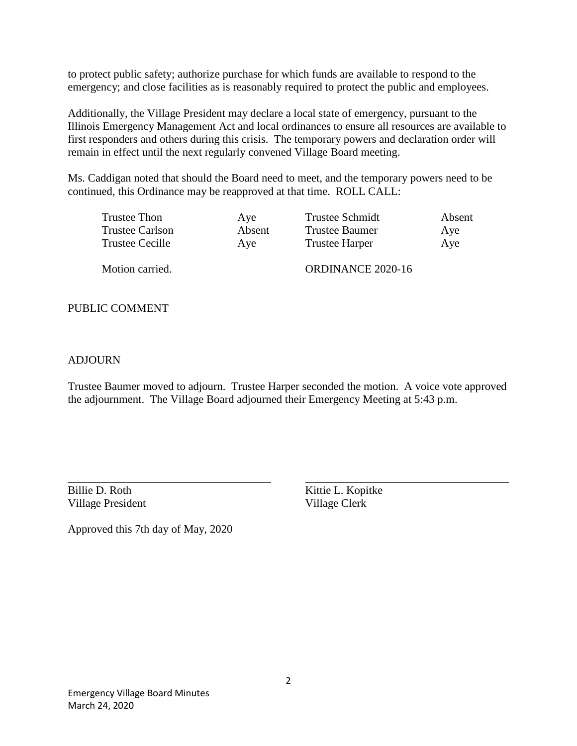to protect public safety; authorize purchase for which funds are available to respond to the emergency; and close facilities as is reasonably required to protect the public and employees.

Additionally, the Village President may declare a local state of emergency, pursuant to the Illinois Emergency Management Act and local ordinances to ensure all resources are available to first responders and others during this crisis. The temporary powers and declaration order will remain in effect until the next regularly convened Village Board meeting.

Ms. Caddigan noted that should the Board need to meet, and the temporary powers need to be continued, this Ordinance may be reapproved at that time. ROLL CALL:

| | | | |
|---|---|---|---|
| Trustee Thon | Aye | Trustee Schmidt | Absent |
| Trustee Carlson | Absent | Trustee Baumer | Aye |
| Trustee Cecille | Aye | Trustee Harper | Aye |

Motion carried. ORDINANCE 2020-16

PUBLIC COMMENT

ADJOURN

Trustee Baumer moved to adjourn. Trustee Harper seconded the motion. A voice vote approved the adjournment. The Village Board adjourned their Emergency Meeting at 5:43 p.m.

Billie D. Roth
Village President

Kittie L. Kopitke
Village Clerk

Approved this 7th day of May, 2020